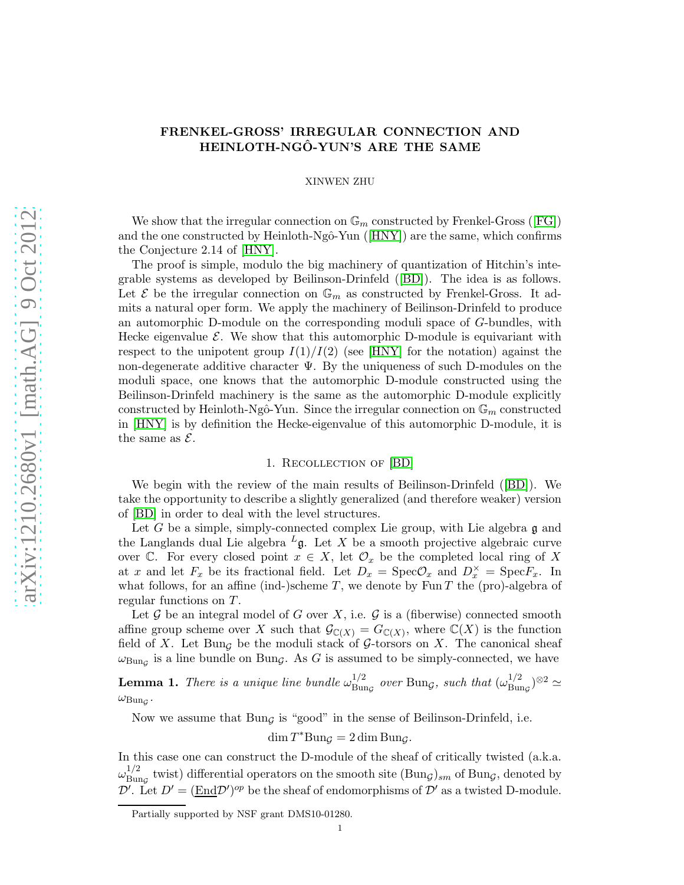# FRENKEL-GROSS' IRREGULAR CONNECTION AND HEINLOTH-NGÔ-YUN'S ARE THE SAME

XINWEN ZHU

We show that the irregular connection on $\mathbb{G}_m$ constructed by Frenkel-Gross ([FG]) and the one constructed by Heinloth-Ngô-Yun ([HNY]) are the same, which confirms the Conjecture 2.14 of [HNY].

The proof is simple, modulo the big machinery of quantization of Hitchin's integrable systems as developed by Beilinson-Drinfeld ([BD]). The idea is as follows. Let $\mathcal{E}$ be the irregular connection on $\mathbb{G}_m$ as constructed by Frenkel-Gross. It admits a natural oper form. We apply the machinery of Beilinson-Drinfeld to produce an automorphic D-module on the corresponding moduli space of $G$-bundles, with Hecke eigenvalue $\mathcal{E}$. We show that this automorphic D-module is equivariant with respect to the unipotent group $I(1)/I(2)$ (see [HNY] for the notation) against the non-degenerate additive character $\Psi$. By the uniqueness of such D-modules on the moduli space, one knows that the automorphic D-module constructed using the Beilinson-Drinfeld machinery is the same as the automorphic D-module explicitly constructed by Heinloth-Ngô-Yun. Since the irregular connection on $\mathbb{G}_m$ constructed in [HNY] is by definition the Hecke-eigenvalue of this automorphic D-module, it is the same as $\mathcal{E}$.

## 1. Recollection of [BD]

We begin with the review of the main results of Beilinson-Drinfeld ([BD]). We take the opportunity to describe a slightly generalized (and therefore weaker) version of [BD] in order to deal with the level structures.

Let $G$ be a simple, simply-connected complex Lie group, with Lie algebra $\mathfrak{g}$ and the Langlands dual Lie algebra ${}^L\mathfrak{g}$. Let $X$ be a smooth projective algebraic curve over $\mathbb{C}$. For every closed point $x \in X$, let $\mathcal{O}_x$ be the completed local ring of $X$ at $x$ and let $F_x$ be its fractional field. Let $D_x = \operatorname{Spec}\mathcal{O}_x$ and $D_x^\times = \operatorname{Spec}F_x$. In what follows, for an affine (ind-)scheme $T$, we denote by $\operatorname{Fun} T$ the (pro)-algebra of regular functions on $T$.

Let $\mathcal{G}$ be an integral model of $G$ over $X$, i.e. $\mathcal{G}$ is a (fiberwise) connected smooth affine group scheme over $X$ such that $\mathcal{G}_{\mathbb{C}(X)} = G_{\mathbb{C}(X)}$, where $\mathbb{C}(X)$ is the function field of $X$. Let $\operatorname{Bun}_{\mathcal{G}}$ be the moduli stack of $\mathcal{G}$-torsors on $X$. The canonical sheaf $\omega_{\operatorname{Bun}_{\mathcal{G}}}$ is a line bundle on $\operatorname{Bun}_{\mathcal{G}}$. As $G$ is assumed to be simply-connected, we have

**Lemma 1.** *There is a unique line bundle $\omega_{\operatorname{Bun}_{\mathcal{G}}}^{1/2}$ over $\operatorname{Bun}_{\mathcal{G}}$, such that $(\omega_{\operatorname{Bun}_{\mathcal{G}}}^{1/2})^{\otimes 2} \simeq \omega_{\operatorname{Bun}_{\mathcal{G}}}$.*

Now we assume that $\operatorname{Bun}_{\mathcal{G}}$ is "good" in the sense of Beilinson-Drinfeld, i.e.

$$\dim T^*\operatorname{Bun}_{\mathcal{G}} = 2\dim \operatorname{Bun}_{\mathcal{G}}.$$

In this case one can construct the D-module of the sheaf of critically twisted (a.k.a. $\omega_{\operatorname{Bun}_{\mathcal{G}}}^{1/2}$ twist) differential operators on the smooth site $(\operatorname{Bun}_{\mathcal{G}})_{sm}$ of $\operatorname{Bun}_{\mathcal{G}}$, denoted by $\mathcal{D}'$. Let $D' = (\underline{\operatorname{End}}\mathcal{D}')^{op}$ be the sheaf of endomorphisms of $\mathcal{D}'$ as a twisted D-module.

Partially supported by NSF grant DMS10-01280.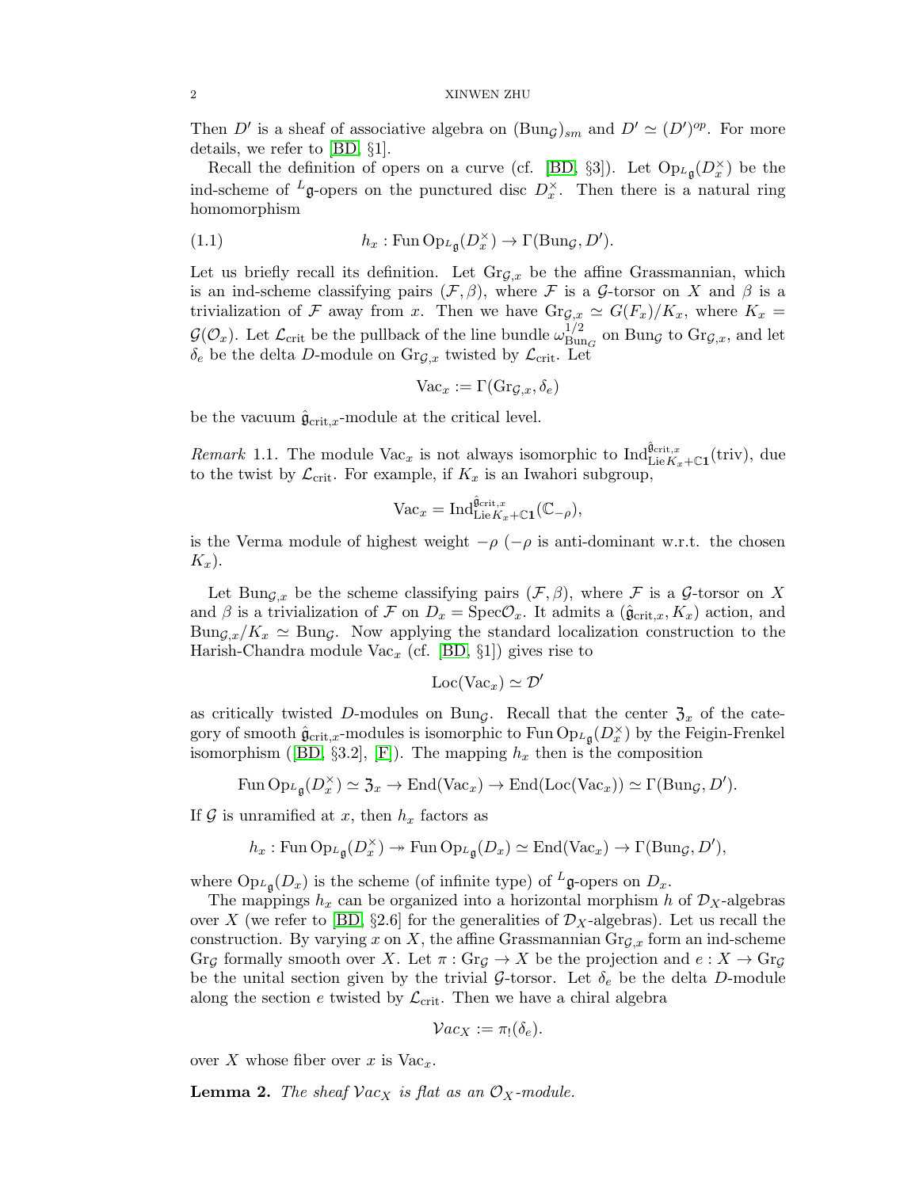Then $D'$ is a sheaf of associative algebra on $(\mathrm{Bun}_{\mathcal{G}})_{sm}$ and $D' \simeq (D')^{op}$. For more details, we refer to [BD, §1].

Recall the definition of opers on a curve (cf. [BD, §3]). Let $\mathrm{Op}_{^L\mathfrak{g}}(D_x^\times)$ be the ind-scheme of $^L\mathfrak{g}$-opers on the punctured disc $D_x^\times$. Then there is a natural ring homomorphism

$$h_x : \mathrm{Fun}\,\mathrm{Op}_{^L\mathfrak{g}}(D_x^\times) \to \Gamma(\mathrm{Bun}_{\mathcal{G}}, D'). \tag{1.1}$$

Let us briefly recall its definition. Let $\mathrm{Gr}_{\mathcal{G},x}$ be the affine Grassmannian, which is an ind-scheme classifying pairs $(\mathcal{F}, \beta)$, where $\mathcal{F}$ is a $\mathcal{G}$-torsor on $X$ and $\beta$ is a trivialization of $\mathcal{F}$ away from $x$. Then we have $\mathrm{Gr}_{\mathcal{G},x} \simeq G(F_x)/K_x$, where $K_x = \mathcal{G}(\mathcal{O}_x)$. Let $\mathcal{L}_{\mathrm{crit}}$ be the pullback of the line bundle $\omega_{\mathrm{Bun}_G}^{1/2}$ on $\mathrm{Bun}_{\mathcal{G}}$ to $\mathrm{Gr}_{\mathcal{G},x}$, and let $\delta_e$ be the delta $D$-module on $\mathrm{Gr}_{\mathcal{G},x}$ twisted by $\mathcal{L}_{\mathrm{crit}}$. Let

$$\mathrm{Vac}_x := \Gamma(\mathrm{Gr}_{\mathcal{G},x}, \delta_e)$$

be the vacuum $\hat{\mathfrak{g}}_{\mathrm{crit},x}$-module at the critical level.

*Remark* 1.1. The module $\mathrm{Vac}_x$ is not always isomorphic to $\mathrm{Ind}_{\mathrm{Lie}K_x + \mathbb{C}\mathbf{1}}^{\hat{\mathfrak{g}}_{\mathrm{crit},x}}(\mathrm{triv})$, due to the twist by $\mathcal{L}_{\mathrm{crit}}$. For example, if $K_x$ is an Iwahori subgroup,

$$\mathrm{Vac}_x = \mathrm{Ind}_{\mathrm{Lie}K_x + \mathbb{C}\mathbf{1}}^{\hat{\mathfrak{g}}_{\mathrm{crit},x}}(\mathbb{C}_{-\rho}),$$

is the Verma module of highest weight $-\rho$ ($-\rho$ is anti-dominant w.r.t. the chosen $K_x$).

Let $\mathrm{Bun}_{\mathcal{G},x}$ be the scheme classifying pairs $(\mathcal{F}, \beta)$, where $\mathcal{F}$ is a $\mathcal{G}$-torsor on $X$ and $\beta$ is a trivialization of $\mathcal{F}$ on $D_x = \mathrm{Spec}\mathcal{O}_x$. It admits a $(\hat{\mathfrak{g}}_{\mathrm{crit},x}, K_x)$ action, and $\mathrm{Bun}_{\mathcal{G},x}/K_x \simeq \mathrm{Bun}_{\mathcal{G}}$. Now applying the standard localization construction to the Harish-Chandra module $\mathrm{Vac}_x$ (cf. [BD, §1]) gives rise to

$$\mathrm{Loc}(\mathrm{Vac}_x) \simeq \mathcal{D}'$$

as critically twisted $D$-modules on $\mathrm{Bun}_{\mathcal{G}}$. Recall that the center $\mathfrak{Z}_x$ of the category of smooth $\hat{\mathfrak{g}}_{\mathrm{crit},x}$-modules is isomorphic to $\mathrm{Fun}\,\mathrm{Op}_{^L\mathfrak{g}}(D_x^\times)$ by the Feigin-Frenkel isomorphism ([BD, §3.2], [F]). The mapping $h_x$ then is the composition

$$\mathrm{Fun}\,\mathrm{Op}_{^L\mathfrak{g}}(D_x^\times) \simeq \mathfrak{Z}_x \to \mathrm{End}(\mathrm{Vac}_x) \to \mathrm{End}(\mathrm{Loc}(\mathrm{Vac}_x)) \simeq \Gamma(\mathrm{Bun}_{\mathcal{G}}, D').$$

If $\mathcal{G}$ is unramified at $x$, then $h_x$ factors as

$$h_x : \mathrm{Fun}\,\mathrm{Op}_{^L\mathfrak{g}}(D_x^\times) \twoheadrightarrow \mathrm{Fun}\,\mathrm{Op}_{^L\mathfrak{g}}(D_x) \simeq \mathrm{End}(\mathrm{Vac}_x) \to \Gamma(\mathrm{Bun}_{\mathcal{G}}, D'),$$

where $\mathrm{Op}_{^L\mathfrak{g}}(D_x)$ is the scheme (of infinite type) of $^L\mathfrak{g}$-opers on $D_x$.

The mappings $h_x$ can be organized into a horizontal morphism $h$ of $\mathcal{D}_X$-algebras over $X$ (we refer to [BD, §2.6] for the generalities of $\mathcal{D}_X$-algebras). Let us recall the construction. By varying $x$ on $X$, the affine Grassmannian $\mathrm{Gr}_{\mathcal{G},x}$ form an ind-scheme $\mathrm{Gr}_{\mathcal{G}}$ formally smooth over $X$. Let $\pi : \mathrm{Gr}_{\mathcal{G}} \to X$ be the projection and $e : X \to \mathrm{Gr}_{\mathcal{G}}$ be the unital section given by the trivial $\mathcal{G}$-torsor. Let $\delta_e$ be the delta $D$-module along the section $e$ twisted by $\mathcal{L}_{\mathrm{crit}}$. Then we have a chiral algebra

$$\mathcal{V}ac_X := \pi_!(\delta_e).$$

over $X$ whose fiber over $x$ is $\mathrm{Vac}_x$.

**Lemma 2.** *The sheaf $\mathcal{V}ac_X$ is flat as an $\mathcal{O}_X$-module.*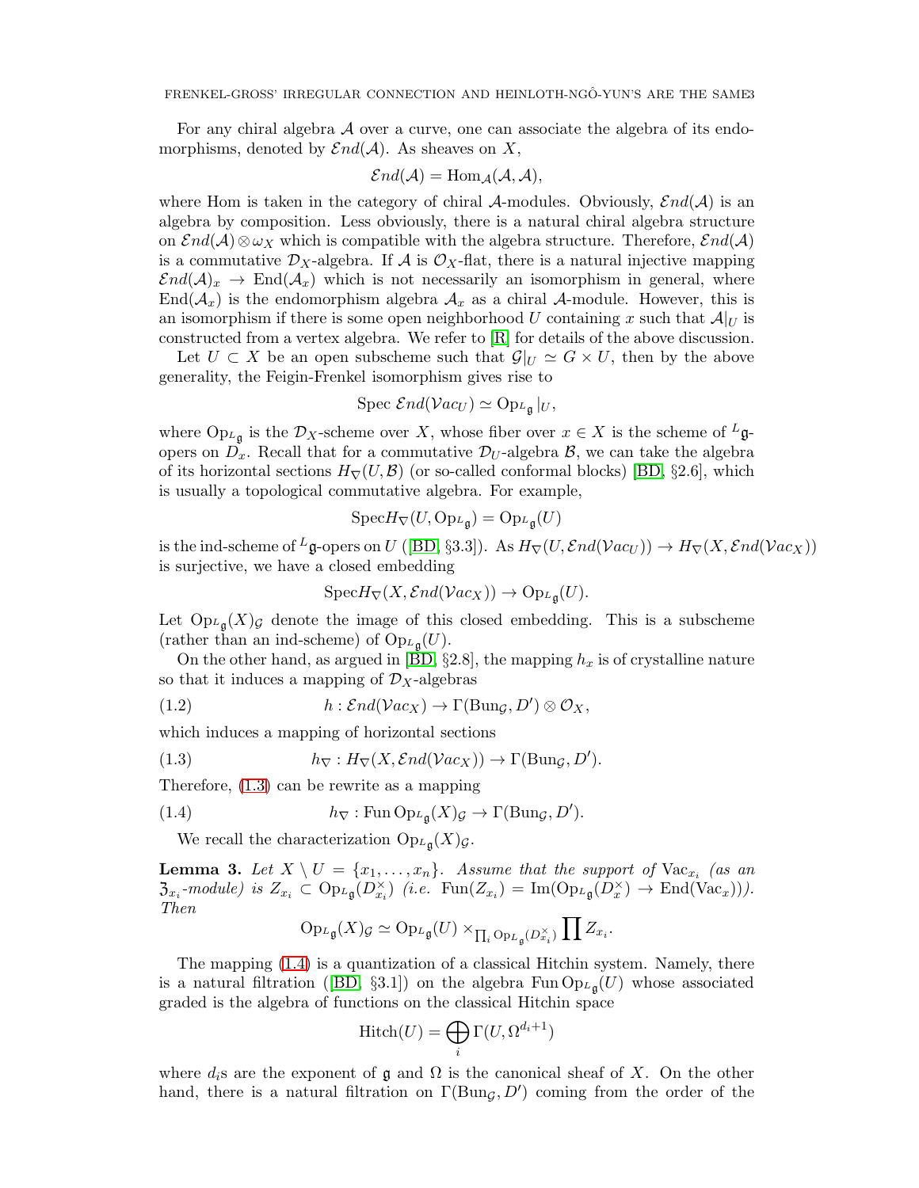For any chiral algebra $\mathcal{A}$ over a curve, one can associate the algebra of its endomorphisms, denoted by $\mathcal{E}nd(\mathcal{A})$. As sheaves on $X$,

$$\mathcal{E}nd(\mathcal{A}) = \mathrm{Hom}_{\mathcal{A}}(\mathcal{A}, \mathcal{A}),$$

where Hom is taken in the category of chiral $\mathcal{A}$-modules. Obviously, $\mathcal{E}nd(\mathcal{A})$ is an algebra by composition. Less obviously, there is a natural chiral algebra structure on $\mathcal{E}nd(\mathcal{A}) \otimes \omega_X$ which is compatible with the algebra structure. Therefore, $\mathcal{E}nd(\mathcal{A})$ is a commutative $\mathcal{D}_X$-algebra. If $\mathcal{A}$ is $\mathcal{O}_X$-flat, there is a natural injective mapping $\mathcal{E}nd(\mathcal{A})_x \to \mathrm{End}(\mathcal{A}_x)$ which is not necessarily an isomorphism in general, where $\mathrm{End}(\mathcal{A}_x)$ is the endomorphism algebra $\mathcal{A}_x$ as a chiral $\mathcal{A}$-module. However, this is an isomorphism if there is some open neighborhood $U$ containing $x$ such that $\mathcal{A}|_U$ is constructed from a vertex algebra. We refer to [R] for details of the above discussion.

Let $U \subset X$ be an open subscheme such that $\mathcal{G}|_U \simeq G \times U$, then by the above generality, the Feigin-Frenkel isomorphism gives rise to

$$\mathrm{Spec}\ \mathcal{E}nd(\mathcal{V}ac_U) \simeq \mathrm{Op}_{{}^L\mathfrak{g}}|_U,$$

where $\mathrm{Op}_{{}^L\mathfrak{g}}$ is the $\mathcal{D}_X$-scheme over $X$, whose fiber over $x \in X$ is the scheme of ${}^L\mathfrak{g}$-opers on $D_x$. Recall that for a commutative $\mathcal{D}_U$-algebra $\mathcal{B}$, we can take the algebra of its horizontal sections $H_\nabla(U, \mathcal{B})$ (or so-called conformal blocks) [BD, §2.6], which is usually a topological commutative algebra. For example,

$$\mathrm{Spec} H_\nabla(U, \mathrm{Op}_{{}^L\mathfrak{g}}) = \mathrm{Op}_{{}^L\mathfrak{g}}(U)$$

is the ind-scheme of ${}^L\mathfrak{g}$-opers on $U$ ([BD, §3.3]). As $H_\nabla(U, \mathcal{E}nd(\mathcal{V}ac_U)) \to H_\nabla(X, \mathcal{E}nd(\mathcal{V}ac_X))$ is surjective, we have a closed embedding

$$\mathrm{Spec} H_\nabla(X, \mathcal{E}nd(\mathcal{V}ac_X)) \to \mathrm{Op}_{{}^L\mathfrak{g}}(U).$$

Let $\mathrm{Op}_{{}^L\mathfrak{g}}(X)_{\mathcal{G}}$ denote the image of this closed embedding. This is a subscheme (rather than an ind-scheme) of $\mathrm{Op}_{{}^L\mathfrak{g}}(U)$.

On the other hand, as argued in [BD, §2.8], the mapping $h_x$ is of crystalline nature so that it induces a mapping of $\mathcal{D}_X$-algebras

$$h : \mathcal{E}nd(\mathcal{V}ac_X) \to \Gamma(\mathrm{Bun}_{\mathcal{G}}, D') \otimes \mathcal{O}_X, \tag{1.2}$$

which induces a mapping of horizontal sections

$$h_\nabla : H_\nabla(X, \mathcal{E}nd(\mathcal{V}ac_X)) \to \Gamma(\mathrm{Bun}_{\mathcal{G}}, D'). \tag{1.3}$$

Therefore, (1.3) can be rewrite as a mapping

$$h_\nabla : \mathrm{Fun}\, \mathrm{Op}_{{}^L\mathfrak{g}}(X)_{\mathcal{G}} \to \Gamma(\mathrm{Bun}_{\mathcal{G}}, D'). \tag{1.4}$$

We recall the characterization $\mathrm{Op}_{{}^L\mathfrak{g}}(X)_{\mathcal{G}}$.

**Lemma 3.** *Let $X \setminus U = \{x_1, \ldots, x_n\}$. Assume that the support of $\mathrm{Vac}_{x_i}$ (as an $\mathfrak{Z}_{x_i}$-module) is $Z_{x_i} \subset \mathrm{Op}_{{}^L\mathfrak{g}}(D^\times_{x_i})$ (i.e. $\mathrm{Fun}(Z_{x_i}) = \mathrm{Im}(\mathrm{Op}_{{}^L\mathfrak{g}}(D^\times_x) \to \mathrm{End}(\mathrm{Vac}_x))$). Then*

$$\mathrm{Op}_{{}^L\mathfrak{g}}(X)_{\mathcal{G}} \simeq \mathrm{Op}_{{}^L\mathfrak{g}}(U) \times_{\prod_i \mathrm{Op}_{{}^L\mathfrak{g}}(D^\times_{x_i})} \prod Z_{x_i}.$$

The mapping (1.4) is a quantization of a classical Hitchin system. Namely, there is a natural filtration ([BD, §3.1]) on the algebra $\mathrm{Fun}\, \mathrm{Op}_{{}^L\mathfrak{g}}(U)$ whose associated graded is the algebra of functions on the classical Hitchin space

$$\mathrm{Hitch}(U) = \bigoplus_i \Gamma(U, \Omega^{d_i+1})$$

where $d_i$s are the exponent of $\mathfrak{g}$ and $\Omega$ is the canonical sheaf of $X$. On the other hand, there is a natural filtration on $\Gamma(\mathrm{Bun}_{\mathcal{G}}, D')$ coming from the order of the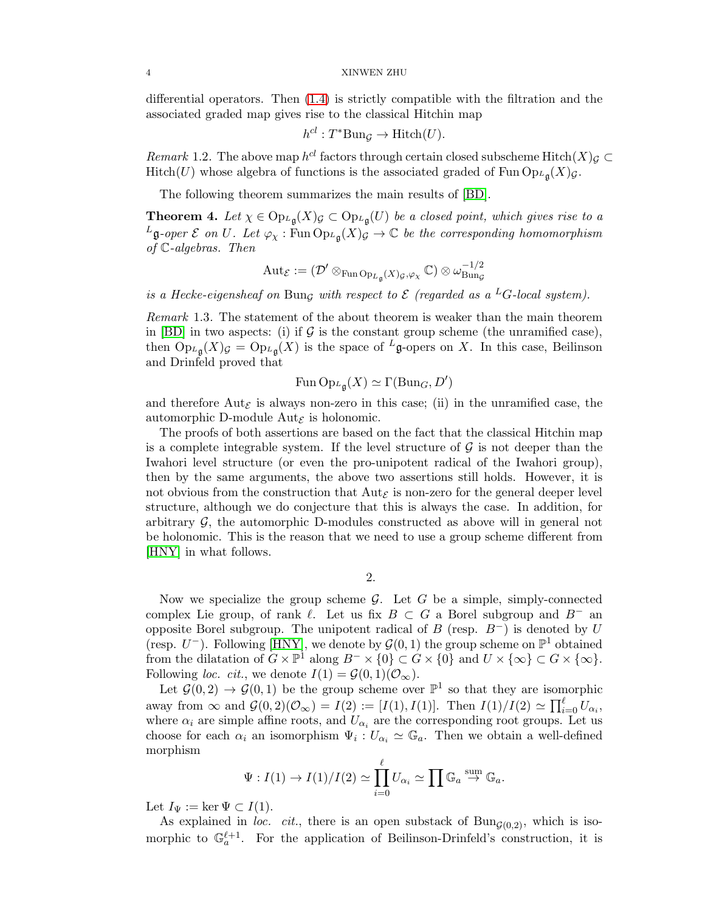differential operators. Then (1.4) is strictly compatible with the filtration and the associated graded map gives rise to the classical Hitchin map

$$h^{cl} : T^*\mathrm{Bun}_{\mathcal{G}} \to \mathrm{Hitch}(U).$$

*Remark* 1.2. The above map $h^{cl}$ factors through certain closed subscheme $\mathrm{Hitch}(X)_{\mathcal{G}} \subset \mathrm{Hitch}(U)$ whose algebra of functions is the associated graded of $\mathrm{Fun}\,\mathrm{Op}_{{}^L\mathfrak{g}}(X)_{\mathcal{G}}$.

The following theorem summarizes the main results of [BD].

**Theorem 4.** *Let $\chi \in \mathrm{Op}_{{}^L\mathfrak{g}}(X)_{\mathcal{G}} \subset \mathrm{Op}_{{}^L\mathfrak{g}}(U)$ be a closed point, which gives rise to a ${}^L\mathfrak{g}$-oper $\mathcal{E}$ on $U$. Let $\varphi_\chi : \mathrm{Fun}\,\mathrm{Op}_{{}^L\mathfrak{g}}(X)_{\mathcal{G}} \to \mathbb{C}$ be the corresponding homomorphism of $\mathbb{C}$-algebras. Then*

$$\mathrm{Aut}_{\mathcal{E}} := (\mathcal{D}' \otimes_{\mathrm{Fun}\,\mathrm{Op}_{{}^L\mathfrak{g}}(X)_{\mathcal{G}}, \varphi_\chi} \mathbb{C}) \otimes \omega_{\mathrm{Bun}_{\mathcal{G}}}^{-1/2}$$

*is a Hecke-eigensheaf on $\mathrm{Bun}_{\mathcal{G}}$ with respect to $\mathcal{E}$ (regarded as a ${}^LG$-local system).*

*Remark* 1.3. The statement of the about theorem is weaker than the main theorem in [BD] in two aspects: (i) if $\mathcal{G}$ is the constant group scheme (the unramified case), then $\mathrm{Op}_{{}^L\mathfrak{g}}(X)_{\mathcal{G}} = \mathrm{Op}_{{}^L\mathfrak{g}}(X)$ is the space of ${}^L\mathfrak{g}$-opers on $X$. In this case, Beilinson and Drinfeld proved that

$$\mathrm{Fun}\,\mathrm{Op}_{{}^L\mathfrak{g}}(X) \simeq \Gamma(\mathrm{Bun}_G, D')$$

and therefore $\mathrm{Aut}_{\mathcal{E}}$ is always non-zero in this case; (ii) in the unramified case, the automorphic D-module $\mathrm{Aut}_{\mathcal{E}}$ is holonomic.

The proofs of both assertions are based on the fact that the classical Hitchin map is a complete integrable system. If the level structure of $\mathcal{G}$ is not deeper than the Iwahori level structure (or even the pro-unipotent radical of the Iwahori group), then by the same arguments, the above two assertions still holds. However, it is not obvious from the construction that $\mathrm{Aut}_{\mathcal{E}}$ is non-zero for the general deeper level structure, although we do conjecture that this is always the case. In addition, for arbitrary $\mathcal{G}$, the automorphic D-modules constructed as above will in general not be holonomic. This is the reason that we need to use a group scheme different from [HNY] in what follows.

## 2.

Now we specialize the group scheme $\mathcal{G}$. Let $G$ be a simple, simply-connected complex Lie group, of rank $\ell$. Let us fix $B \subset G$ a Borel subgroup and $B^-$ an opposite Borel subgroup. The unipotent radical of $B$ (resp. $B^-$) is denoted by $U$ (resp. $U^-$). Following [HNY], we denote by $\mathcal{G}(0,1)$ the group scheme on $\mathbb{P}^1$ obtained from the dilatation of $G \times \mathbb{P}^1$ along $B^- \times \{0\} \subset G \times \{0\}$ and $U \times \{\infty\} \subset G \times \{\infty\}$. Following *loc. cit.*, we denote $I(1) = \mathcal{G}(0,1)(\mathcal{O}_\infty)$.

Let $\mathcal{G}(0,2) \to \mathcal{G}(0,1)$ be the group scheme over $\mathbb{P}^1$ so that they are isomorphic away from $\infty$ and $\mathcal{G}(0,2)(\mathcal{O}_\infty) = I(2) := [I(1), I(1)]$. Then $I(1)/I(2) \simeq \prod_{i=0}^{\ell} U_{\alpha_i}$, where $\alpha_i$ are simple affine roots, and $U_{\alpha_i}$ are the corresponding root groups. Let us choose for each $\alpha_i$ an isomorphism $\Psi_i : U_{\alpha_i} \simeq \mathbb{G}_a$. Then we obtain a well-defined morphism

$$\Psi : I(1) \to I(1)/I(2) \simeq \prod_{i=0}^{\ell} U_{\alpha_i} \simeq \prod \mathbb{G}_a \stackrel{\mathrm{sum}}{\to} \mathbb{G}_a.$$

Let $I_\Psi := \ker \Psi \subset I(1)$.

As explained in *loc. cit.*, there is an open substack of $\mathrm{Bun}_{\mathcal{G}(0,2)}$, which is isomorphic to $\mathbb{G}_a^{\ell+1}$. For the application of Beilinson-Drinfeld's construction, it is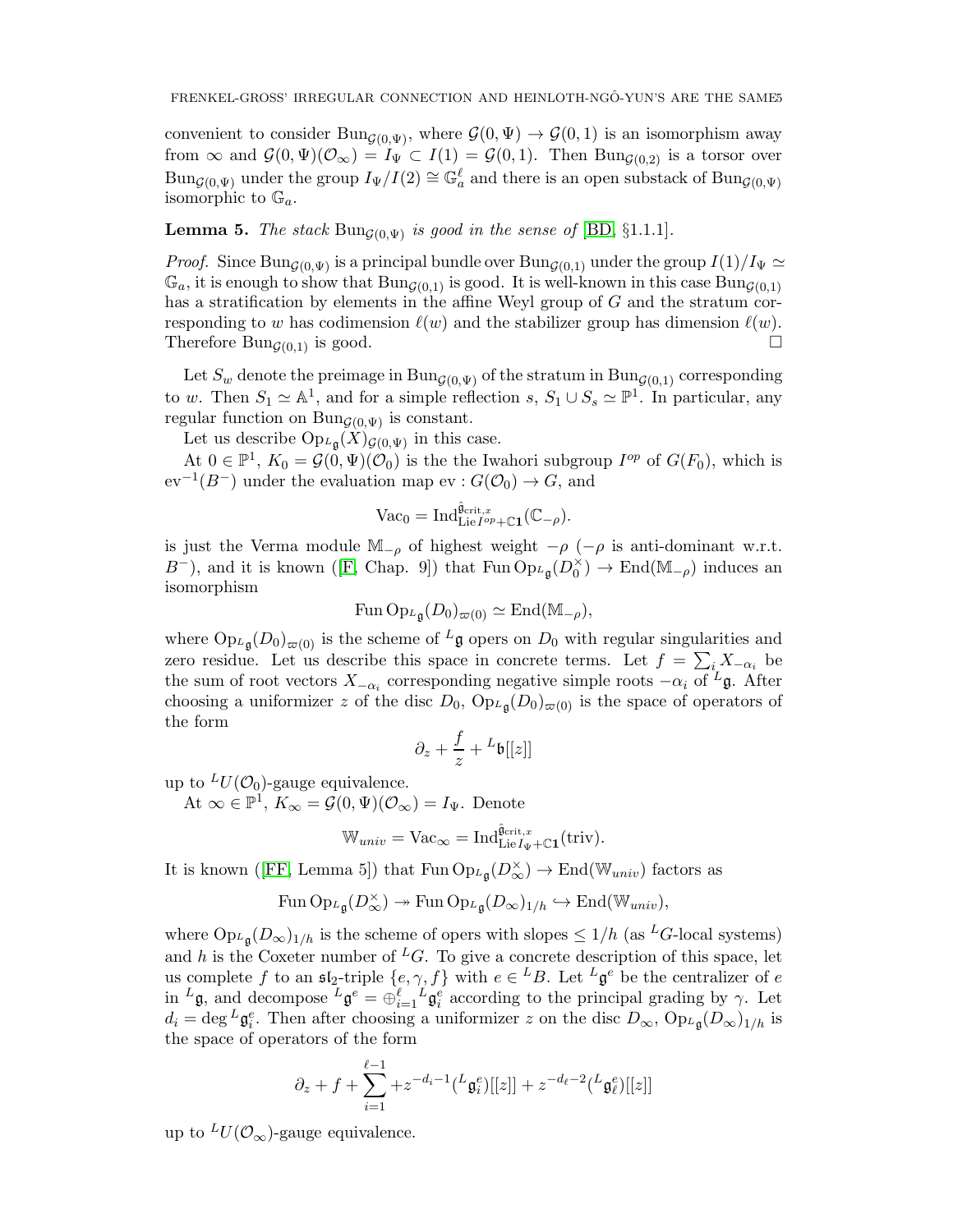convenient to consider $\mathrm{Bun}_{\mathcal{G}(0,\Psi)}$, where $\mathcal{G}(0,\Psi) \to \mathcal{G}(0,1)$ is an isomorphism away from $\infty$ and $\mathcal{G}(0,\Psi)(\mathcal{O}_\infty) = I_\Psi \subset I(1) = \mathcal{G}(0,1)$. Then $\mathrm{Bun}_{\mathcal{G}(0,2)}$ is a torsor over $\mathrm{Bun}_{\mathcal{G}(0,\Psi)}$ under the group $I_\Psi/I(2) \cong \mathbb{G}_a^\ell$ and there is an open substack of $\mathrm{Bun}_{\mathcal{G}(0,\Psi)}$ isomorphic to $\mathbb{G}_a$.

**Lemma 5.** *The stack $\mathrm{Bun}_{\mathcal{G}(0,\Psi)}$ is good in the sense of* [BD, §1.1.1].

*Proof.* Since $\mathrm{Bun}_{\mathcal{G}(0,\Psi)}$ is a principal bundle over $\mathrm{Bun}_{\mathcal{G}(0,1)}$ under the group $I(1)/I_\Psi \simeq \mathbb{G}_a$, it is enough to show that $\mathrm{Bun}_{\mathcal{G}(0,1)}$ is good. It is well-known in this case $\mathrm{Bun}_{\mathcal{G}(0,1)}$ has a stratification by elements in the affine Weyl group of $G$ and the stratum corresponding to $w$ has codimension $\ell(w)$ and the stabilizer group has dimension $\ell(w)$. Therefore $\mathrm{Bun}_{\mathcal{G}(0,1)}$ is good. □

Let $S_w$ denote the preimage in $\mathrm{Bun}_{\mathcal{G}(0,\Psi)}$ of the stratum in $\mathrm{Bun}_{\mathcal{G}(0,1)}$ corresponding to $w$. Then $S_1 \simeq \mathbb{A}^1$, and for a simple reflection $s$, $S_1 \cup S_s \simeq \mathbb{P}^1$. In particular, any regular function on $\mathrm{Bun}_{\mathcal{G}(0,\Psi)}$ is constant.

Let us describe $\mathrm{Op}_{^L\mathfrak{g}}(X)_{\mathcal{G}(0,\Psi)}$ in this case.

At $0 \in \mathbb{P}^1$, $K_0 = \mathcal{G}(0,\Psi)(\mathcal{O}_0)$ is the the Iwahori subgroup $I^{op}$ of $G(F_0)$, which is $\mathrm{ev}^{-1}(B^-)$ under the evaluation map $\mathrm{ev} : G(\mathcal{O}_0) \to G$, and

$$\mathrm{Vac}_0 = \mathrm{Ind}^{\hat{\mathfrak{g}}_{\mathrm{crit},x}}_{\mathrm{Lie}\, I^{op} + \mathbb{C}\mathbf{1}}(\mathbb{C}_{-\rho}).$$

is just the Verma module $\mathbb{M}_{-\rho}$ of highest weight $-\rho$ ($-\rho$ is anti-dominant w.r.t. $B^-$), and it is known ([F, Chap. 9]) that $\mathrm{Fun}\,\mathrm{Op}_{^L\mathfrak{g}}(D_0^\times) \to \mathrm{End}(\mathbb{M}_{-\rho})$ induces an isomorphism

$$\mathrm{Fun}\,\mathrm{Op}_{^L\mathfrak{g}}(D_0)_{\varpi(0)} \simeq \mathrm{End}(\mathbb{M}_{-\rho}),$$

where $\mathrm{Op}_{^L\mathfrak{g}}(D_0)_{\varpi(0)}$ is the scheme of $^L\mathfrak{g}$ opers on $D_0$ with regular singularities and zero residue. Let us describe this space in concrete terms. Let $f = \sum_i X_{-\alpha_i}$ be the sum of root vectors $X_{-\alpha_i}$ corresponding negative simple roots $-\alpha_i$ of $^L\mathfrak{g}$. After choosing a uniformizer $z$ of the disc $D_0$, $\mathrm{Op}_{^L\mathfrak{g}}(D_0)_{\varpi(0)}$ is the space of operators of the form

$$\partial_z + \frac{f}{z} + {}^L\mathfrak{b}[[z]]$$

up to $^LU(\mathcal{O}_0)$-gauge equivalence.

At $\infty \in \mathbb{P}^1$, $K_\infty = \mathcal{G}(0,\Psi)(\mathcal{O}_\infty) = I_\Psi$. Denote

$$\mathbb{W}_{univ} = \mathrm{Vac}_\infty = \mathrm{Ind}^{\hat{\mathfrak{g}}_{\mathrm{crit},x}}_{\mathrm{Lie}\, I_\Psi + \mathbb{C}\mathbf{1}}(\mathrm{triv}).$$

It is known ([FF, Lemma 5]) that $\mathrm{Fun}\,\mathrm{Op}_{^L\mathfrak{g}}(D_\infty^\times) \to \mathrm{End}(\mathbb{W}_{univ})$ factors as

$$\mathrm{Fun}\,\mathrm{Op}_{^L\mathfrak{g}}(D_\infty^\times) \twoheadrightarrow \mathrm{Fun}\,\mathrm{Op}_{^L\mathfrak{g}}(D_\infty)_{1/h} \hookrightarrow \mathrm{End}(\mathbb{W}_{univ}),$$

where $\mathrm{Op}_{^L\mathfrak{g}}(D_\infty)_{1/h}$ is the scheme of opers with slopes $\leq 1/h$ (as $^LG$-local systems) and $h$ is the Coxeter number of $^LG$. To give a concrete description of this space, let us complete $f$ to an $\mathfrak{sl}_2$-triple $\{e, \gamma, f\}$ with $e \in {}^LB$. Let $^L\mathfrak{g}^e$ be the centralizer of $e$ in $^L\mathfrak{g}$, and decompose $^L\mathfrak{g}^e = \oplus_{i=1}^{\ell}\, {}^L\mathfrak{g}^e_i$ according to the principal grading by $\gamma$. Let $d_i = \deg {}^L\mathfrak{g}^e_i$. Then after choosing a uniformizer $z$ on the disc $D_\infty$, $\mathrm{Op}_{^L\mathfrak{g}}(D_\infty)_{1/h}$ is the space of operators of the form

$$\partial_z + f + \sum_{i=1}^{\ell-1} + z^{-d_i-1}({}^L\mathfrak{g}^e_i)[[z]] + z^{-d_\ell-2}({}^L\mathfrak{g}^e_\ell)[[z]]$$

up to $^LU(\mathcal{O}_\infty)$-gauge equivalence.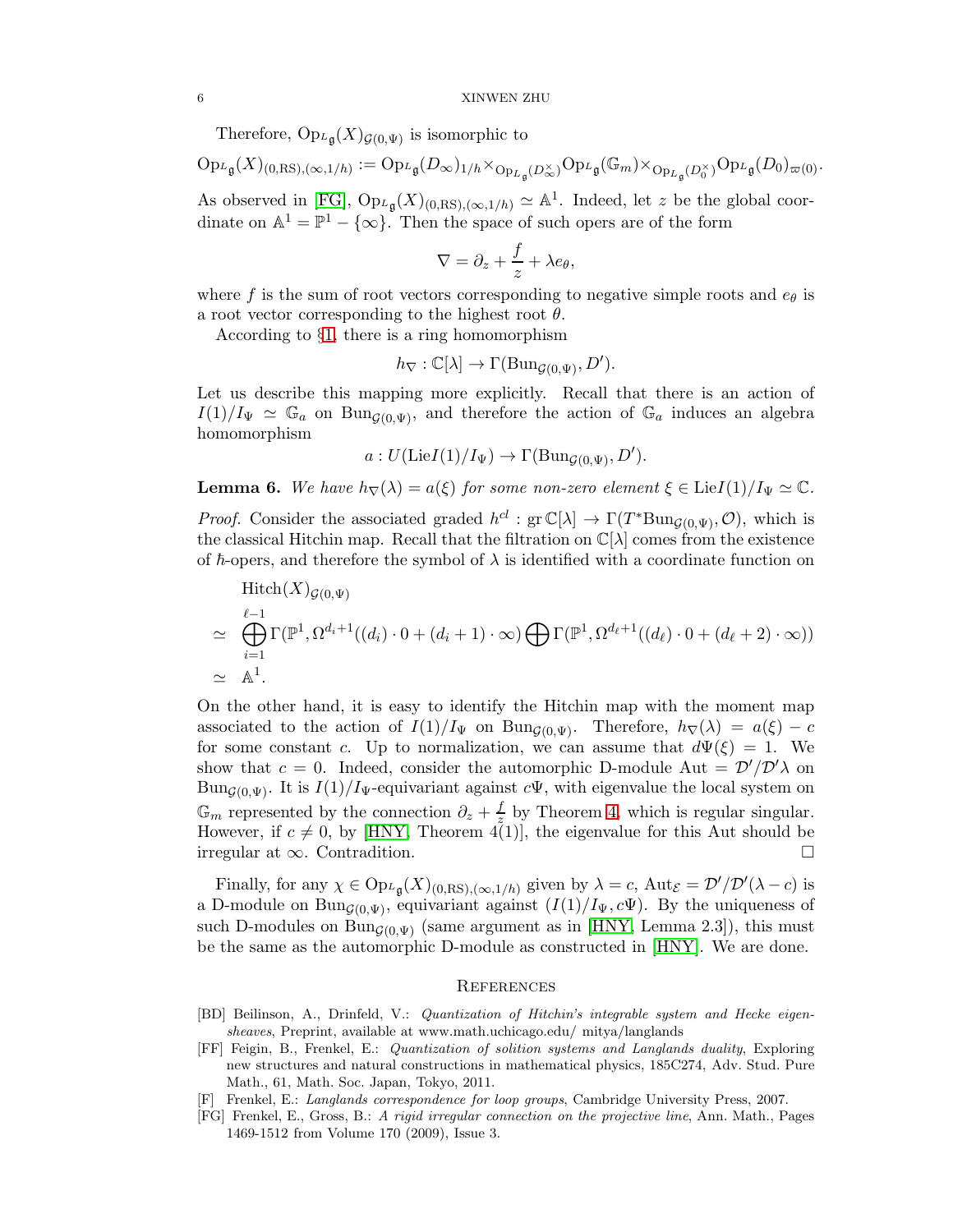Therefore, $\mathrm{Op}_{{}^L\mathfrak{g}}(X)_{\mathcal{G}(0,\Psi)}$ is isomorphic to

$$\mathrm{Op}_{{}^L\mathfrak{g}}(X)_{(0,\mathrm{RS}),(\infty,1/h)} := \mathrm{Op}_{{}^L\mathfrak{g}}(D_\infty)_{1/h} \times_{\mathrm{Op}_{{}^L\mathfrak{g}}(D_\infty^\times)} \mathrm{Op}_{{}^L\mathfrak{g}}(\mathbb{G}_m) \times_{\mathrm{Op}_{{}^L\mathfrak{g}}(D_0^\times)} \mathrm{Op}_{{}^L\mathfrak{g}}(D_0)_{\varpi(0)}.$$

As observed in [FG], $\mathrm{Op}_{{}^L\mathfrak{g}}(X)_{(0,\mathrm{RS}),(\infty,1/h)} \simeq \mathbb{A}^1$. Indeed, let $z$ be the global coordinate on $\mathbb{A}^1 = \mathbb{P}^1 - \{\infty\}$. Then the space of such opers are of the form

$$\nabla = \partial_z + \frac{f}{z} + \lambda e_\theta,$$

where $f$ is the sum of root vectors corresponding to negative simple roots and $e_\theta$ is a root vector corresponding to the highest root $\theta$.

According to §1, there is a ring homomorphism

$$h_\nabla : \mathbb{C}[\lambda] \to \Gamma(\mathrm{Bun}_{\mathcal{G}(0,\Psi)}, D').$$

Let us describe this mapping more explicitly. Recall that there is an action of $I(1)/I_\Psi \simeq \mathbb{G}_a$ on $\mathrm{Bun}_{\mathcal{G}(0,\Psi)}$, and therefore the action of $\mathbb{G}_a$ induces an algebra homomorphism

$$a : U(\mathrm{Lie}I(1)/I_\Psi) \to \Gamma(\mathrm{Bun}_{\mathcal{G}(0,\Psi)}, D').$$

**Lemma 6.** *We have $h_\nabla(\lambda) = a(\xi)$ for some non-zero element $\xi \in \mathrm{Lie}I(1)/I_\Psi \simeq \mathbb{C}$.*

*Proof.* Consider the associated graded $h^{cl} : \mathrm{gr}\,\mathbb{C}[\lambda] \to \Gamma(T^*\mathrm{Bun}_{\mathcal{G}(0,\Psi)}, \mathcal{O})$, which is the classical Hitchin map. Recall that the filtration on $\mathbb{C}[\lambda]$ comes from the existence of $\hbar$-opers, and therefore the symbol of $\lambda$ is identified with a coordinate function on

$$\begin{aligned} &\mathrm{Hitch}(X)_{\mathcal{G}(0,\Psi)} \\ \simeq\ & \bigoplus_{i=1}^{\ell-1} \Gamma(\mathbb{P}^1, \Omega^{d_i+1}((d_i)\cdot 0 + (d_i+1)\cdot\infty) \bigoplus \Gamma(\mathbb{P}^1, \Omega^{d_\ell+1}((d_\ell)\cdot 0 + (d_\ell+2)\cdot\infty)) \\ \simeq\ & \mathbb{A}^1. \end{aligned}$$

On the other hand, it is easy to identify the Hitchin map with the moment map associated to the action of $I(1)/I_\Psi$ on $\mathrm{Bun}_{\mathcal{G}(0,\Psi)}$. Therefore, $h_\nabla(\lambda) = a(\xi) - c$ for some constant $c$. Up to normalization, we can assume that $d\Psi(\xi) = 1$. We show that $c = 0$. Indeed, consider the automorphic D-module $\mathrm{Aut} = \mathcal{D}'/\mathcal{D}'\lambda$ on $\mathrm{Bun}_{\mathcal{G}(0,\Psi)}$. It is $I(1)/I_\Psi$-equivariant against $c\Psi$, with eigenvalue the local system on $\mathbb{G}_m$ represented by the connection $\partial_z + \frac{f}{z}$ by Theorem 4, which is regular singular. However, if $c \neq 0$, by [HNY, Theorem 4(1)], the eigenvalue for this Aut should be irregular at $\infty$. Contradition. $\square$

Finally, for any $\chi \in \mathrm{Op}_{{}^L\mathfrak{g}}(X)_{(0,\mathrm{RS}),(\infty,1/h)}$ given by $\lambda = c$, $\mathrm{Aut}_{\mathcal{E}} = \mathcal{D}'/\mathcal{D}'(\lambda - c)$ is a D-module on $\mathrm{Bun}_{\mathcal{G}(0,\Psi)}$, equivariant against $(I(1)/I_\Psi, c\Psi)$. By the uniqueness of such D-modules on $\mathrm{Bun}_{\mathcal{G}(0,\Psi)}$ (same argument as in [HNY, Lemma 2.3]), this must be the same as the automorphic D-module as constructed in [HNY]. We are done.

## References

[BD] Beilinson, A., Drinfeld, V.: *Quantization of Hitchin's integrable system and Hecke eigensheaves*, Preprint, available at www.math.uchicago.edu/ mitya/langlands

[FF] Feigin, B., Frenkel, E.: *Quantization of solition systems and Langlands duality*, Exploring new structures and natural constructions in mathematical physics, 185C274, Adv. Stud. Pure Math., 61, Math. Soc. Japan, Tokyo, 2011.

[F] Frenkel, E.: *Langlands correspondence for loop groups*, Cambridge University Press, 2007.

[FG] Frenkel, E., Gross, B.: *A rigid irregular connection on the projective line*, Ann. Math., Pages 1469-1512 from Volume 170 (2009), Issue 3.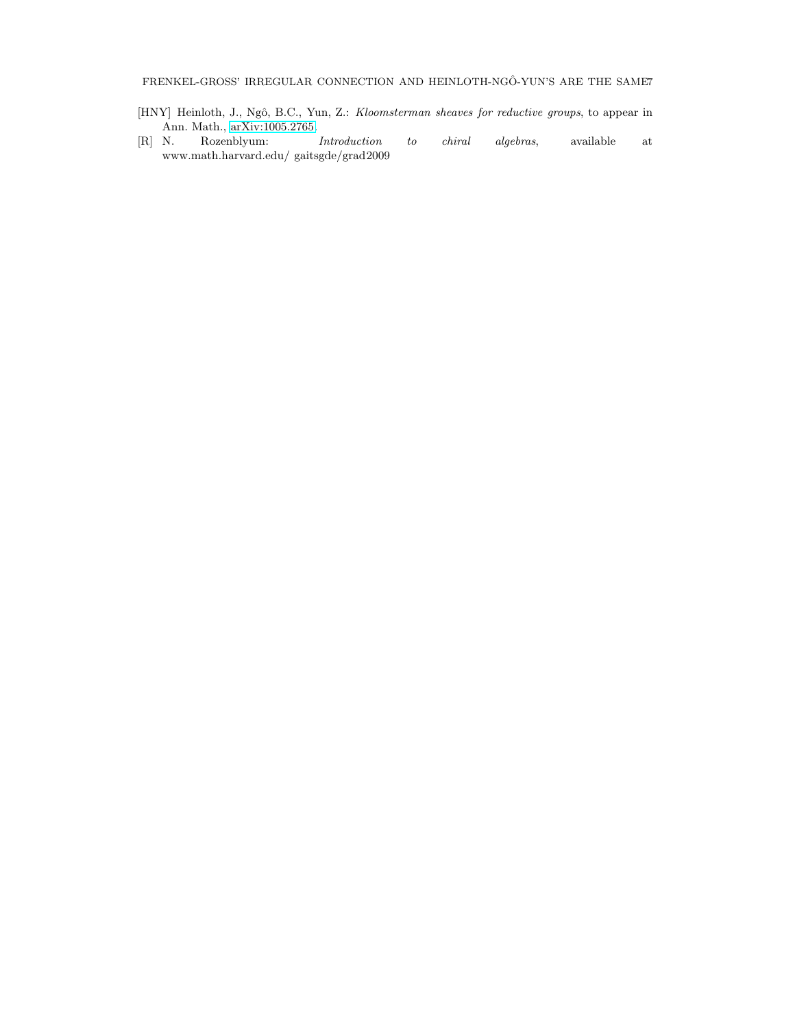[HNY] Heinloth, J., Ngô, B.C., Yun, Z.: *Kloomsterman sheaves for reductive groups*, to appear in Ann. Math., arXiv:1005.2765.

[R] N. Rozenblyum: *Introduction to chiral algebras*, available at www.math.harvard.edu/ gaitsgde/grad2009